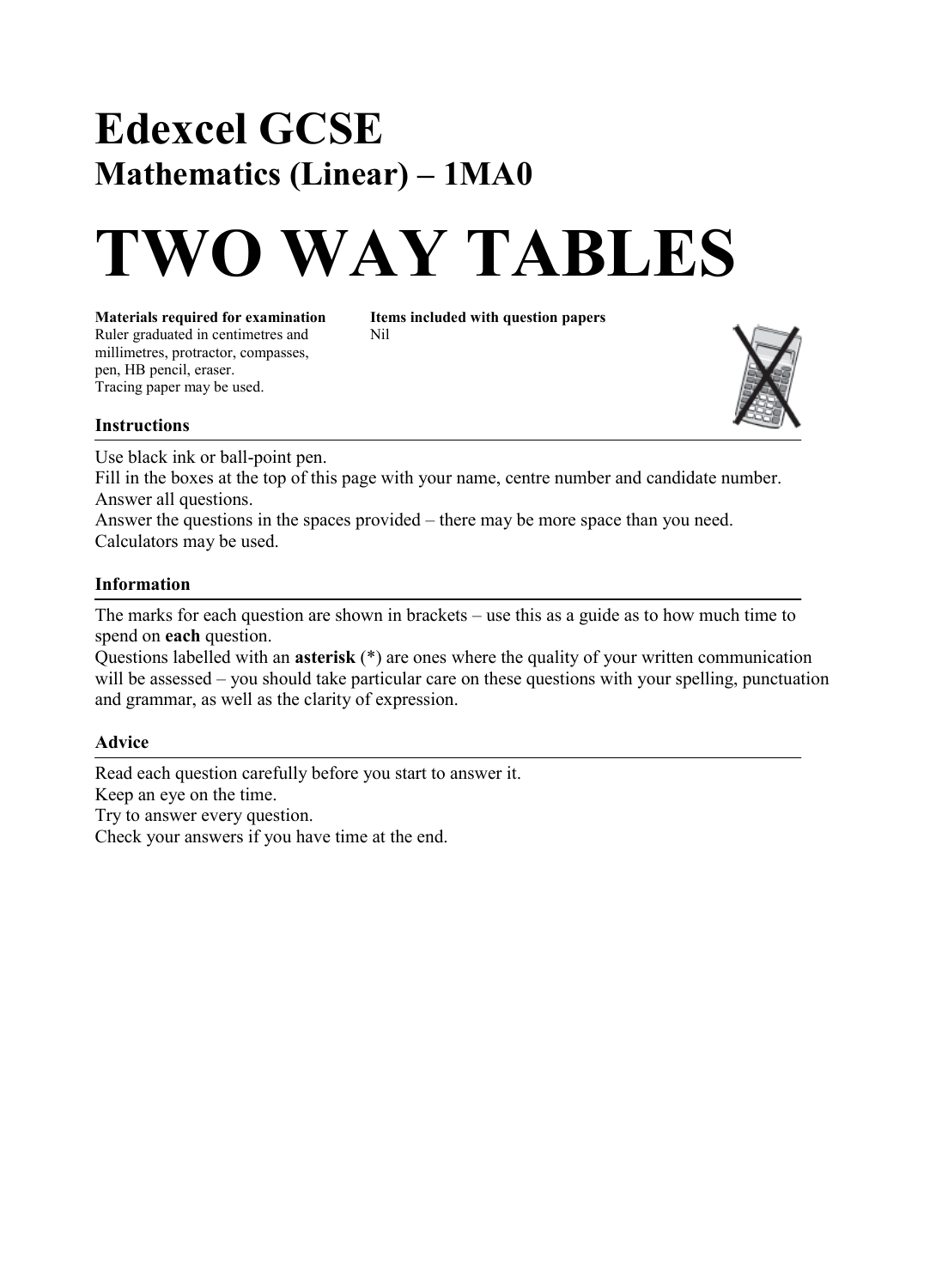# Edexcel GCSE

## Mathematics (Linear) – 1MA0

# TWO WAY TABLES

**Materials required for examination**
Ruler graduated in centimetres and millimetres, protractor, compasses, pen, HB pencil, eraser.
Tracing paper may be used.

**Items included with question papers**
Nil

### Instructions

Use black ink or ball-point pen.
Fill in the boxes at the top of this page with your name, centre number and candidate number.
Answer all questions.
Answer the questions in the spaces provided – there may be more space than you need.
Calculators may be used.

### Information

The marks for each question are shown in brackets – use this as a guide as to how much time to spend on **each** question.
Questions labelled with an **asterisk** (*) are ones where the quality of your written communication will be assessed – you should take particular care on these questions with your spelling, punctuation and grammar, as well as the clarity of expression.

### Advice

Read each question carefully before you start to answer it.
Keep an eye on the time.
Try to answer every question.
Check your answers if you have time at the end.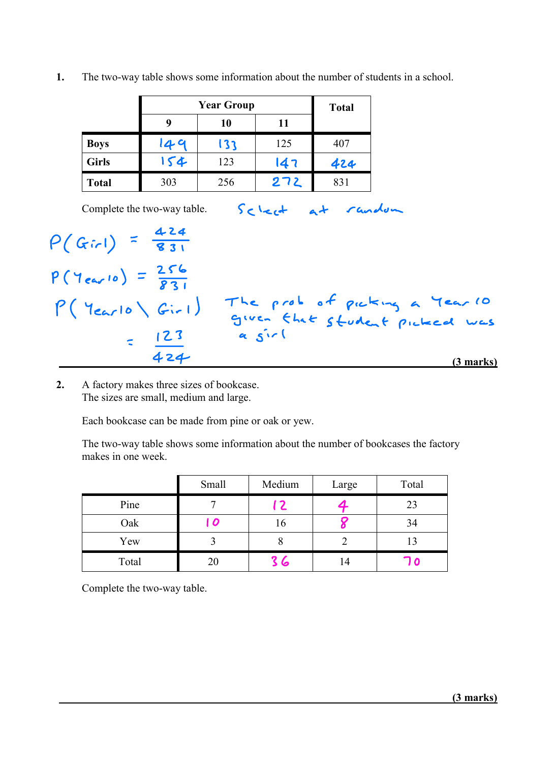**1.** The two-way table shows some information about the number of students in a school.

| | Year Group | | | Total |
|---|---|---|---|---|
| | 9 | 10 | 11 | |
| **Boys** | 149 | 133 | 125 | 407 |
| **Girls** | 154 | 123 | 147 | 424 |
| **Total** | 303 | 256 | 272 | 831 |

Complete the two-way table. Select at random

$P(\text{Girl}) = \frac{424}{831}$

$P(\text{Year } 10) = \frac{256}{831}$

$P(\text{Year } 10 \setminus \text{Girl}) = \frac{123}{424}$

The prob of picking a Year 10 given that student picked was a girl

**(3 marks)**

---

**2.** A factory makes three sizes of bookcase.
The sizes are small, medium and large.

Each bookcase can be made from pine or oak or yew.

The two-way table shows some information about the number of bookcases the factory makes in one week.

| | Small | Medium | Large | Total |
|---|---|---|---|---|
| Pine | 7 | 12 | 4 | 23 |
| Oak | 10 | 16 | 8 | 34 |
| Yew | 3 | 8 | 2 | 13 |
| Total | 20 | 36 | 14 | 70 |

Complete the two-way table.

**(3 marks)**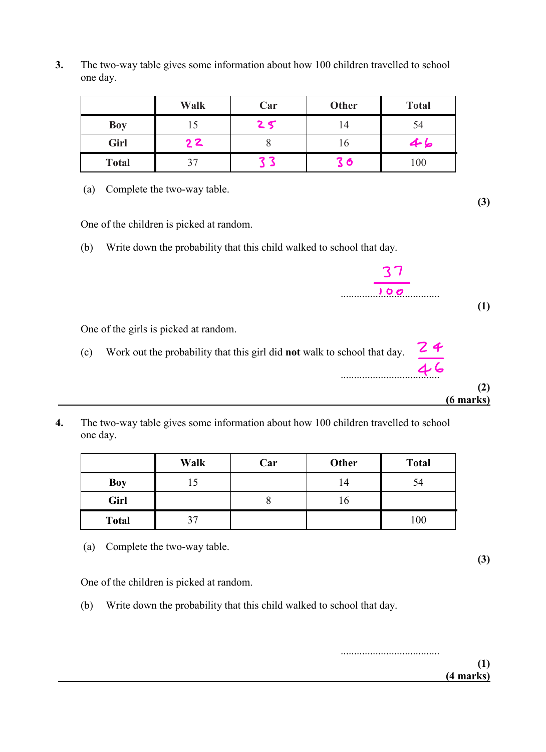**3.** The two-way table gives some information about how 100 children travelled to school one day.

| | Walk | Car | Other | Total |
|---|---|---|---|---|
| **Boy** | 15 | 25 | 14 | 54 |
| **Girl** | 22 | 8 | 16 | 46 |
| **Total** | 37 | 33 | 30 | 100 |

(a) Complete the two-way table.

**(3)**

One of the children is picked at random.

(b) Write down the probability that this child walked to school that day.

$\frac{37}{100}$ ....................................

**(1)**

One of the girls is picked at random.

(c) Work out the probability that this girl did **not** walk to school that day.

$\frac{24}{46}$ ....................................

**(2)**

**(6 marks)**

---

**4.** The two-way table gives some information about how 100 children travelled to school one day.

| | Walk | Car | Other | Total |
|---|---|---|---|---|
| **Boy** | 15 | | 14 | 54 |
| **Girl** | | 8 | 16 | |
| **Total** | 37 | | | 100 |

(a) Complete the two-way table.

**(3)**

One of the children is picked at random.

(b) Write down the probability that this child walked to school that day.

....................................

**(1)**

**(4 marks)**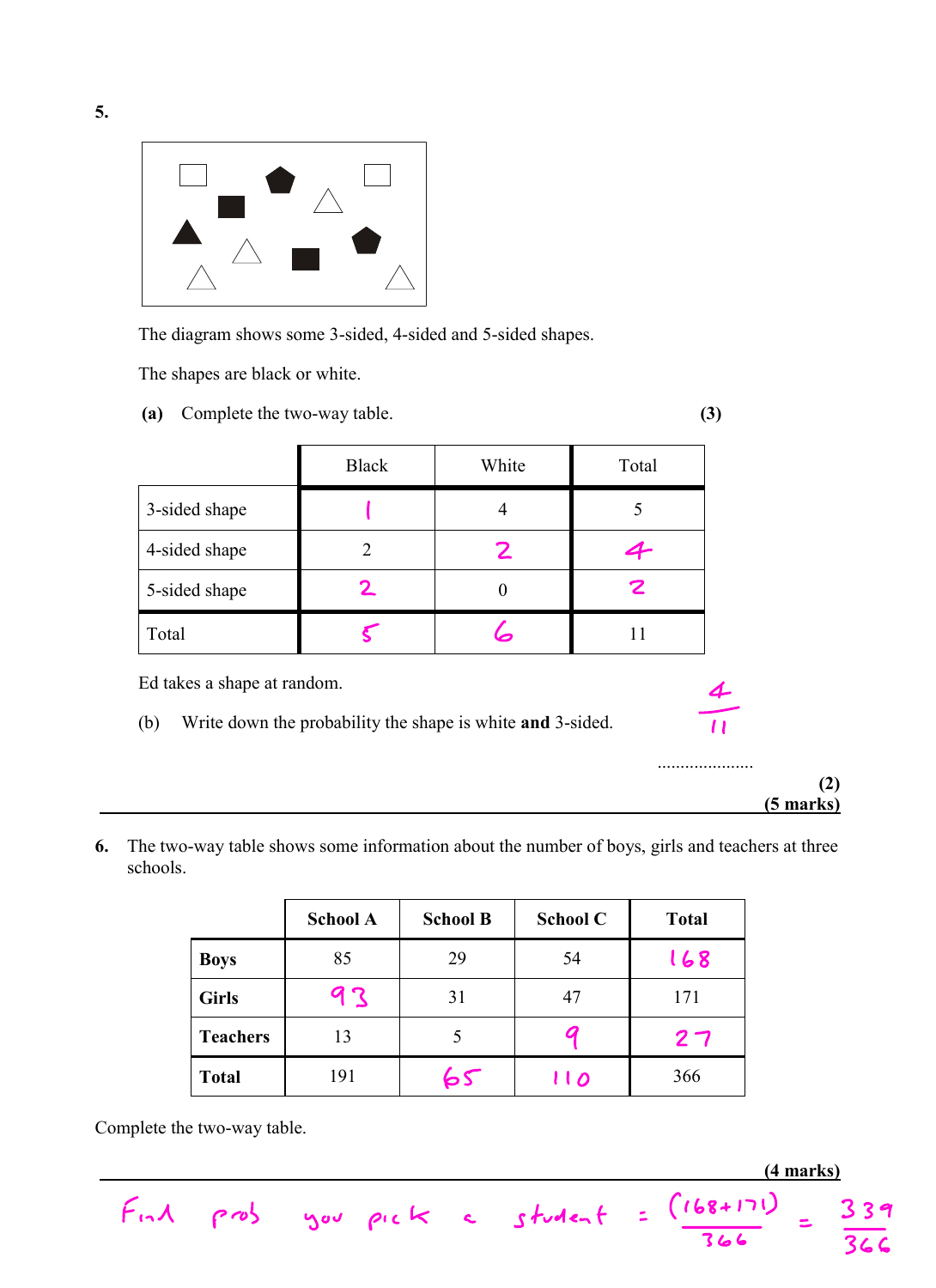**5.**

The diagram shows some 3-sided, 4-sided and 5-sided shapes.

The shapes are black or white.

**(a)** Complete the two-way table. **(3)**

| | Black | White | Total |
|---|---|---|---|
| 3-sided shape | 1 | 4 | 5 |
| 4-sided shape | 2 | 2 | 4 |
| 5-sided shape | 2 | 0 | 2 |
| Total | 5 | 6 | 11 |

Ed takes a shape at random.

(b) Write down the probability the shape is white **and** 3-sided.

$\frac{4}{11}$

..................... **(2)**

**(5 marks)**

---

**6.** The two-way table shows some information about the number of boys, girls and teachers at three schools.

| | **School A** | **School B** | **School C** | **Total** |
|---|---|---|---|---|
| **Boys** | 85 | 29 | 54 | 168 |
| **Girls** | 93 | 31 | 47 | 171 |
| **Teachers** | 13 | 5 | 9 | 27 |
| **Total** | 191 | 65 | 110 | 366 |

Complete the two-way table.

**(4 marks)**

Find prob you pick a student $= \frac{(168+171)}{366} = \frac{339}{366}$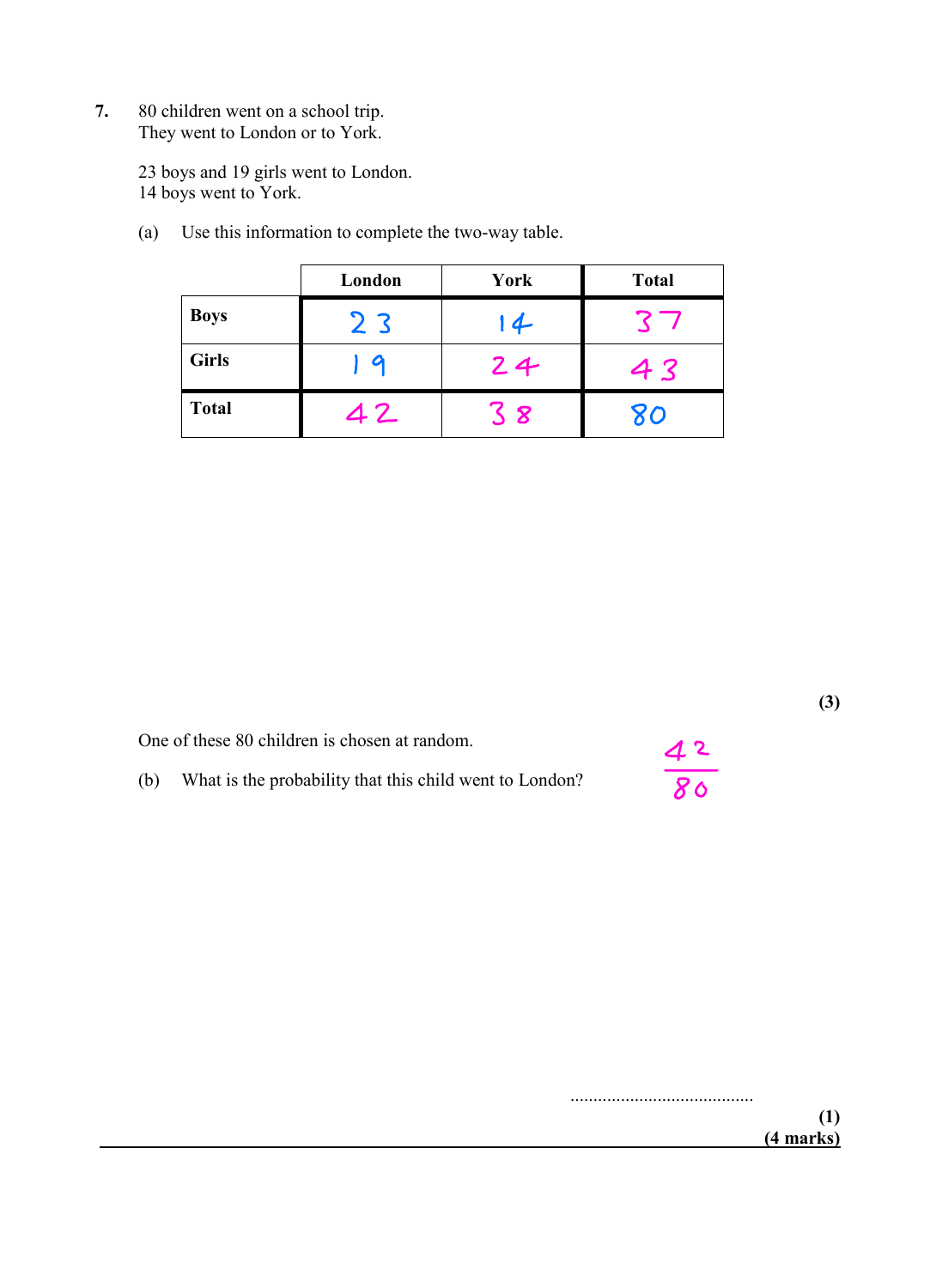**7.** 80 children went on a school trip.
They went to London or to York.

23 boys and 19 girls went to London.
14 boys went to York.

(a) Use this information to complete the two-way table.

| | London | York | Total |
|---|---|---|---|
| **Boys** | 23 | 14 | 37 |
| **Girls** | 19 | 24 | 43 |
| **Total** | 42 | 38 | 80 |

**(3)**

One of these 80 children is chosen at random.

(b) What is the probability that this child went to London?

$\frac{42}{80}$

........................................

**(1)**
**(4 marks)**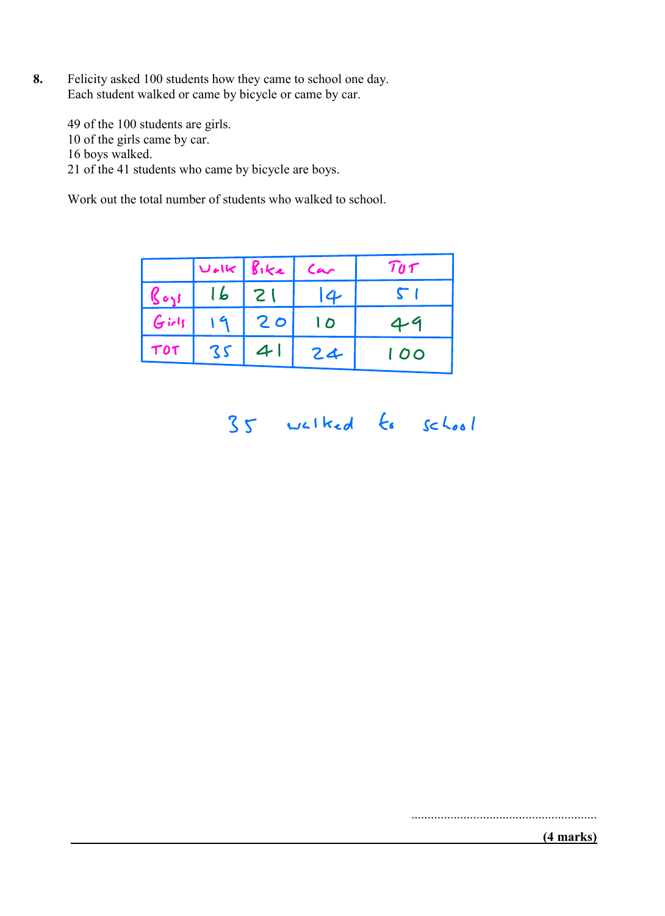**8.** Felicity asked 100 students how they came to school one day.
Each student walked or came by bicycle or came by car.

49 of the 100 students are girls.
10 of the girls came by car.
16 boys walked.
21 of the 41 students who came by bicycle are boys.

Work out the total number of students who walked to school.

| | Walk | Bike | Car | TOT |
|---|---|---|---|---|
| Boys | 16 | 21 | 14 | 51 |
| Girls | 19 | 20 | 10 | 49 |
| TOT | 35 | 41 | 24 | 100 |

35 walked to school

..........................................................

**(4 marks)**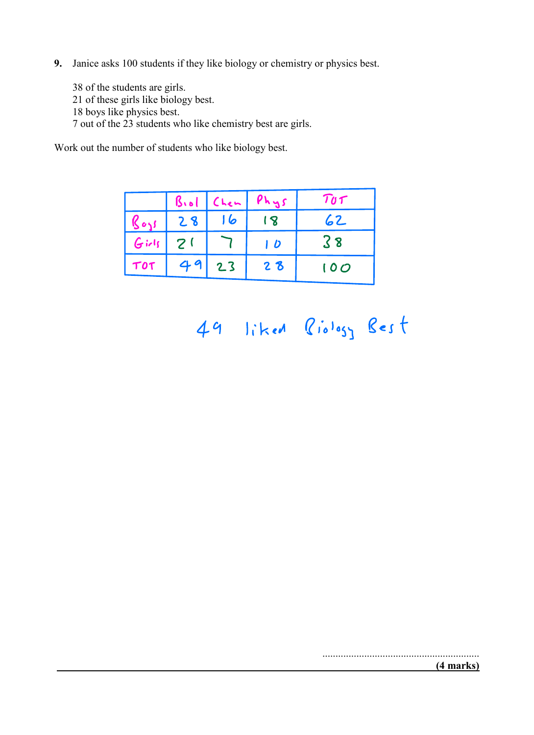**9.** Janice asks 100 students if they like biology or chemistry or physics best.

38 of the students are girls.
21 of these girls like biology best.
18 boys like physics best.
7 out of the 23 students who like chemistry best are girls.

Work out the number of students who like biology best.

| | Biol | Chem | Phys | TOT |
|---|---|---|---|---|
| Boys | 28 | 16 | 18 | 62 |
| Girls | 21 | 7 | 10 | 38 |
| TOT | 49 | 23 | 28 | 100 |

49 liked Biology Best

..............................................................
**(4 marks)**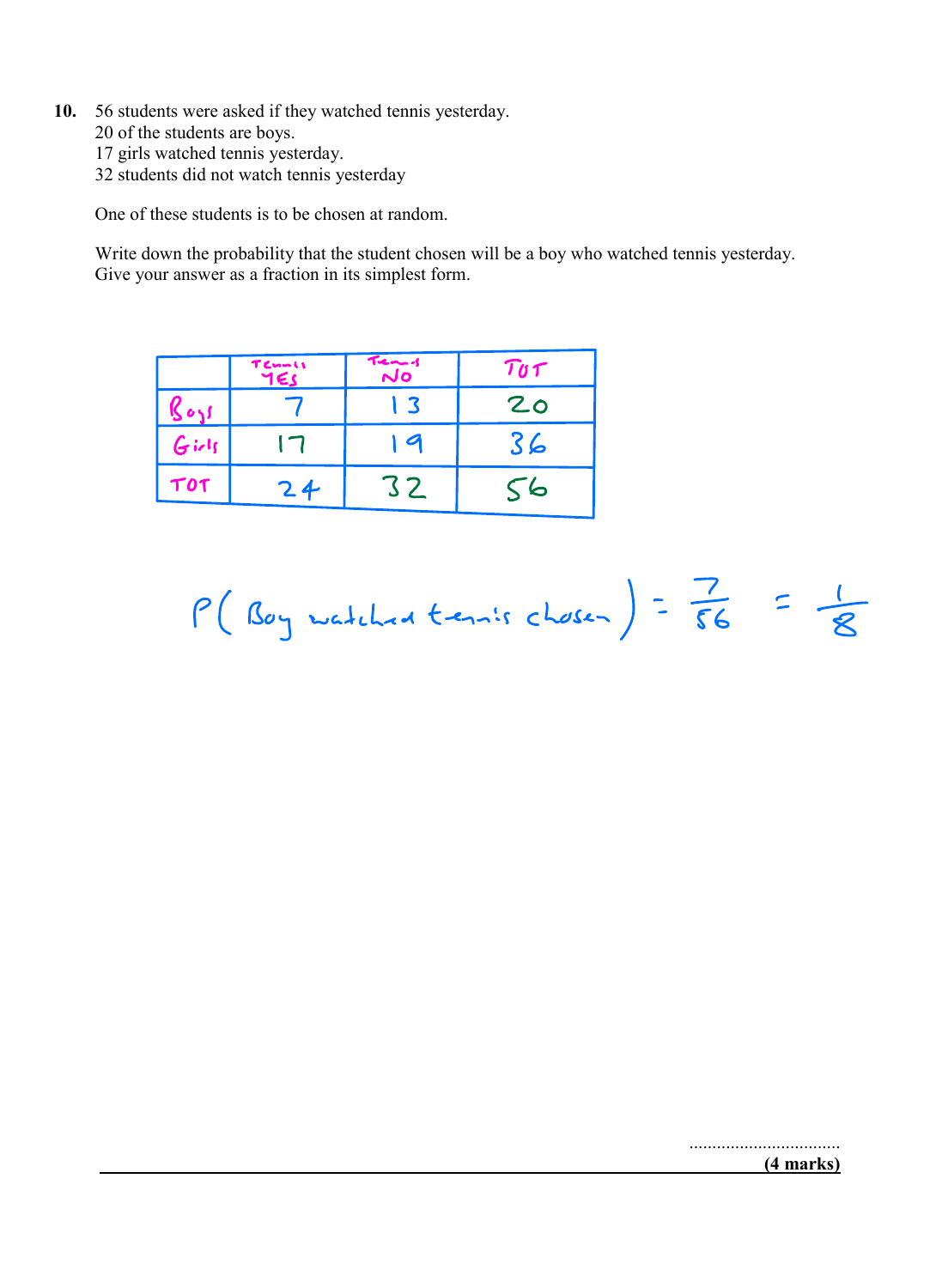**10.** 56 students were asked if they watched tennis yesterday.
20 of the students are boys.
17 girls watched tennis yesterday.
32 students did not watch tennis yesterday

One of these students is to be chosen at random.

Write down the probability that the student chosen will be a boy who watched tennis yesterday.
Give your answer as a fraction in its simplest form.

| | Tennis YES | Tennis NO | TOT |
|---|---|---|---|
| Boys | 7 | 13 | 20 |
| Girls | 17 | 19 | 36 |
| TOT | 24 | 32 | 56 |

$$P(\text{Boy watched tennis chosen}) = \frac{7}{56} = \frac{1}{8}$$

..................................

**(4 marks)**